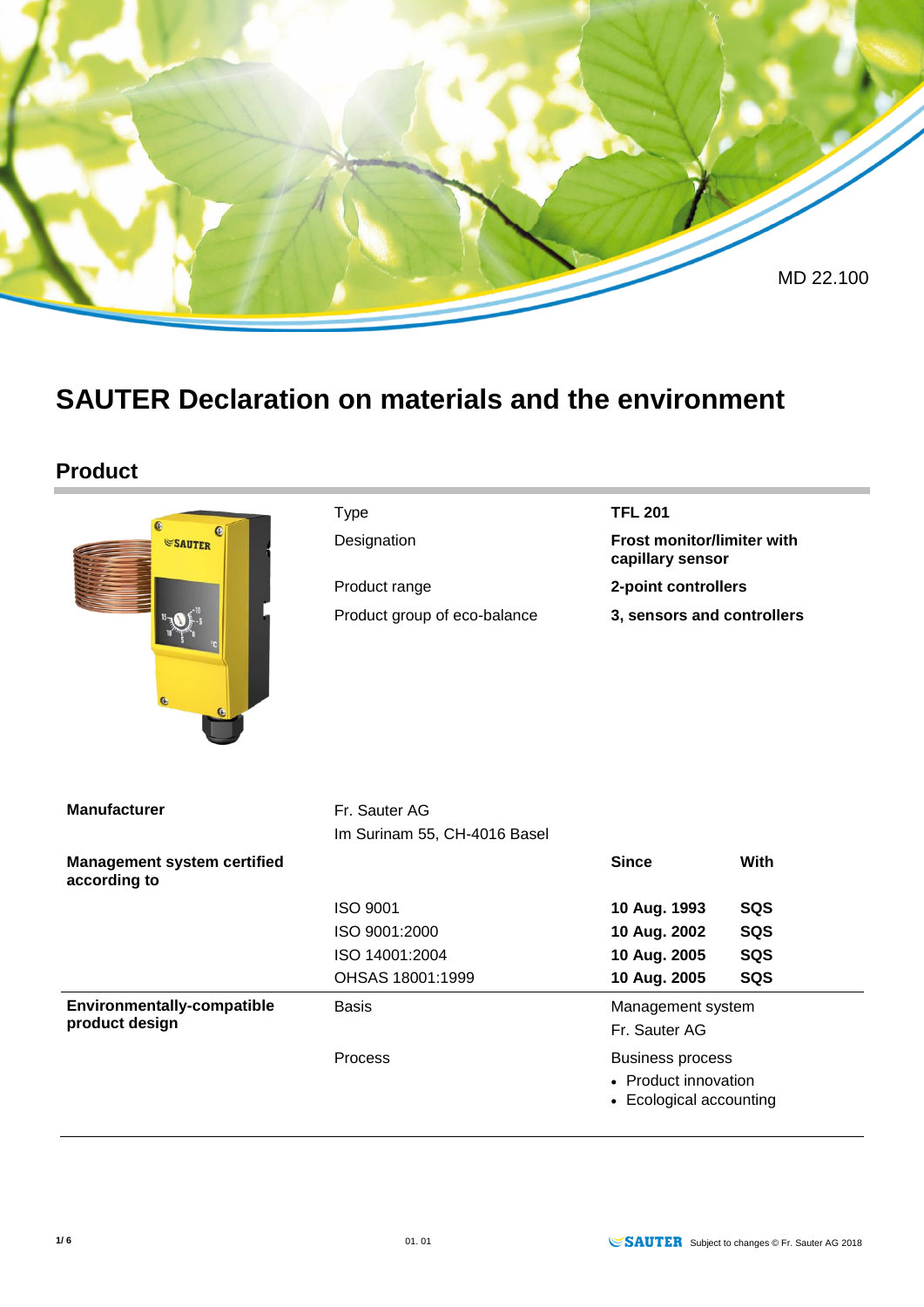MD 22.100

# SAUTER Declaration on materials and the environment

## Product

| | |
|---|---|
| Type | **TFL 201** |
| Designation | **Frost monitor/limiter with capillary sensor** |
| Product range | **2-point controllers** |
| Product group of eco-balance | **3, sensors and controllers** |

| | | | |
|---|---|---|---|
| **Manufacturer** | Fr. Sauter AG<br>Im Surinam 55, CH-4016 Basel | | |
| **Management system certified according to** | | **Since** | **With** |
| | ISO 9001 | **10 Aug. 1993** | **SQS** |
| | ISO 9001:2000 | **10 Aug. 2002** | **SQS** |
| | ISO 14001:2004 | **10 Aug. 2005** | **SQS** |
| | OHSAS 18001:1999 | **10 Aug. 2005** | **SQS** |
| **Environmentally-compatible product design** | Basis | Management system<br>Fr. Sauter AG | |
| | Process | Business process<br>• Product innovation<br>• Ecological accounting | |

01. 01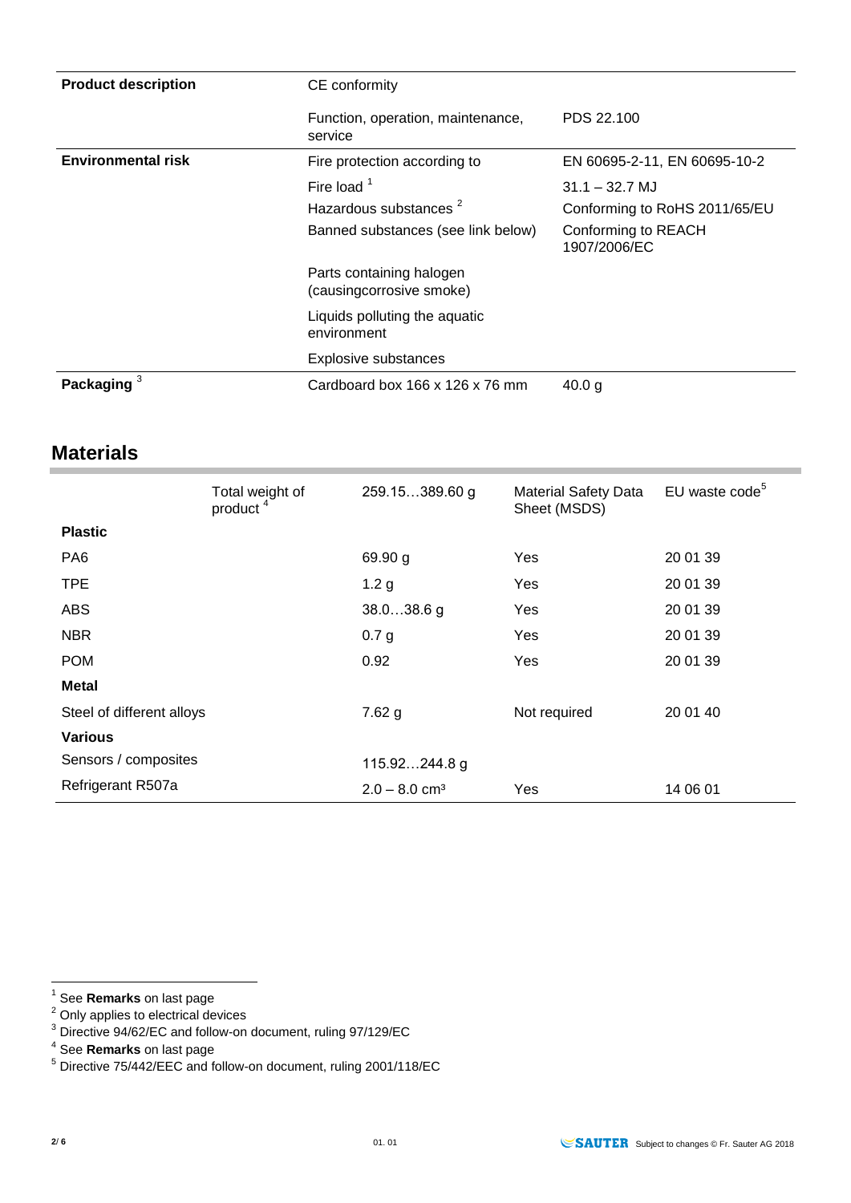| | | |
|---|---|---|
| **Product description** | CE conformity | |
| | Function, operation, maintenance, service | PDS 22.100 |
| **Environmental risk** | Fire protection according to | EN 60695-2-11, EN 60695-10-2 |
| | Fire load [1] | 31.1 – 32.7 MJ |
| | Hazardous substances [2] | Conforming to RoHS 2011/65/EU |
| | Banned substances (see link below) | Conforming to REACH 1907/2006/EC |
| | Parts containing halogen (causingcorrosive smoke) | |
| | Liquids polluting the aquatic environment | |
| | Explosive substances | |
| **Packaging** [3] | Cardboard box 166 x 126 x 76 mm | 40.0 g |

## Materials

| | Total weight of product [4] | 259.15…389.60 g | Material Safety Data Sheet (MSDS) | EU waste code[5] |
|---|---|---|---|---|
| **Plastic** | | | | |
| PA6 | | 69.90 g | Yes | 20 01 39 |
| TPE | | 1.2 g | Yes | 20 01 39 |
| ABS | | 38.0…38.6 g | Yes | 20 01 39 |
| NBR | | 0.7 g | Yes | 20 01 39 |
| POM | | 0.92 | Yes | 20 01 39 |
| **Metal** | | | | |
| Steel of different alloys | | 7.62 g | Not required | 20 01 40 |
| **Various** | | | | |
| Sensors / composites | | 115.92…244.8 g | | |
| Refrigerant R507a | | 2.0 – 8.0 cm³ | Yes | 14 06 01 |

[1] See **Remarks** on last page
[2] Only applies to electrical devices
[3] Directive 94/62/EC and follow-on document, ruling 97/129/EC
[4] See **Remarks** on last page
[5] Directive 75/442/EEC and follow-on document, ruling 2001/118/EC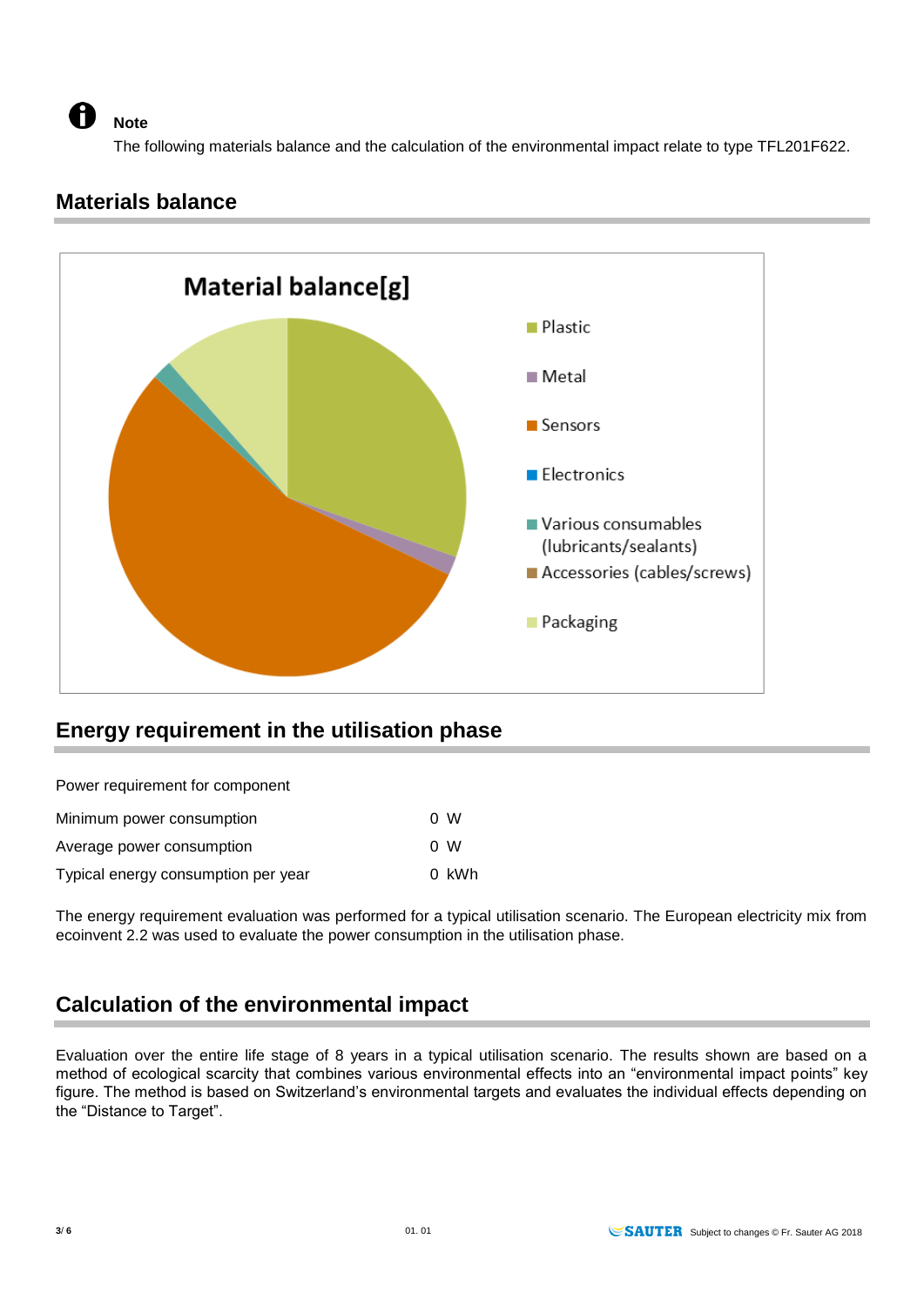**Note**

The following materials balance and the calculation of the environmental impact relate to type TFL201F622.

## Materials balance

Material balance[g]

- Plastic
- Metal
- Sensors
- Electronics
- Various consumables (lubricants/sealants)
- Accessories (cables/screws)
- Packaging

## Energy requirement in the utilisation phase

Power requirement for component

| | |
|---|---|
| Minimum power consumption | 0 W |
| Average power consumption | 0 W |
| Typical energy consumption per year | 0 kWh |

The energy requirement evaluation was performed for a typical utilisation scenario. The European electricity mix from ecoinvent 2.2 was used to evaluate the power consumption in the utilisation phase.

## Calculation of the environmental impact

Evaluation over the entire life stage of 8 years in a typical utilisation scenario. The results shown are based on a method of ecological scarcity that combines various environmental effects into an "environmental impact points" key figure. The method is based on Switzerland's environmental targets and evaluates the individual effects depending on the "Distance to Target".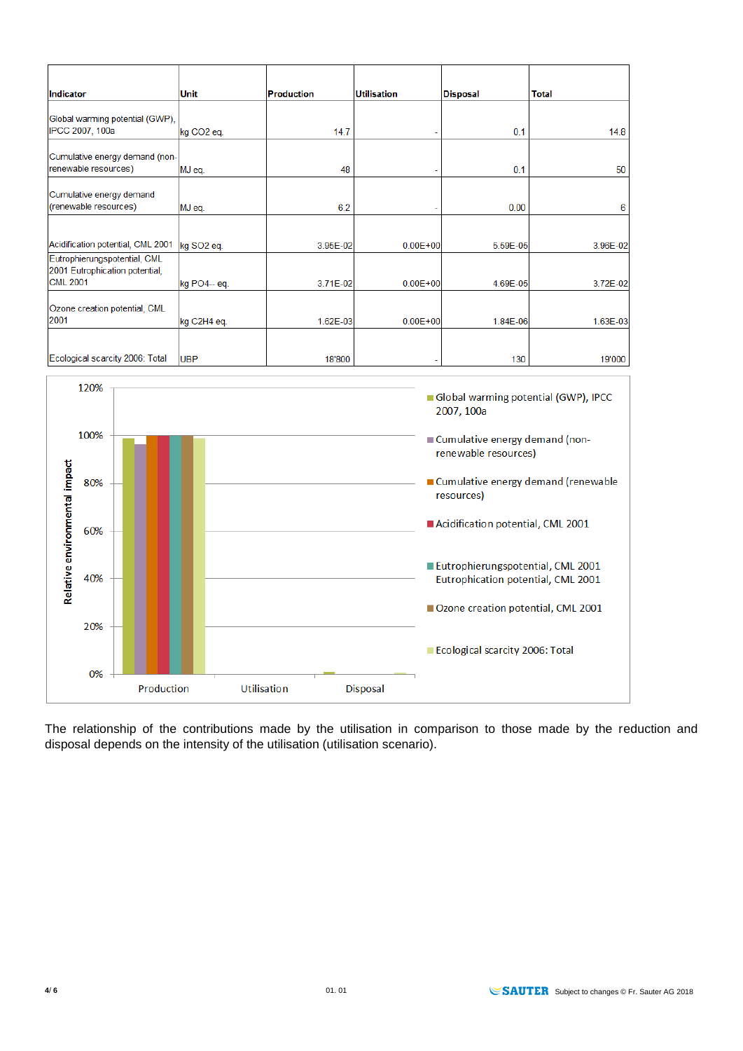| Indicator | Unit | Production | Utilisation | Disposal | Total |
|---|---|---|---|---|---|
| Global warming potential (GWP), IPCC 2007, 100a | kg $CO_2$ eq. | 14.7 | - | 0.1 | 14.8 |
| Cumulative energy demand (non-renewable resources) | MJ eq. | 48 | - | 0.1 | 50 |
| Cumulative energy demand (renewable resources) | MJ eq. | 6.2 | - | 0.00 | 6 |
| Acidification potential, CML 2001 | kg $SO_2$ eq. | 3.95E-02 | 0.00E+00 | 5.59E-05 | 3.96E-02 |
| Eutrophierungspotential, CML 2001 Eutrophication potential, CML 2001 | kg $PO_4^{---}$ eq. | 3.71E-02 | 0.00E+00 | 4.69E-05 | 3.72E-02 |
| Ozone creation potential, CML 2001 | kg $C_2H_4$ eq. | 1.62E-03 | 0.00E+00 | 1.84E-06 | 1.63E-03 |
| Ecological scarcity 2006: Total | UBP | 18'800 | - | 130 | 19'000 |

The relationship of the contributions made by the utilisation in comparison to those made by the reduction and disposal depends on the intensity of the utilisation (utilisation scenario).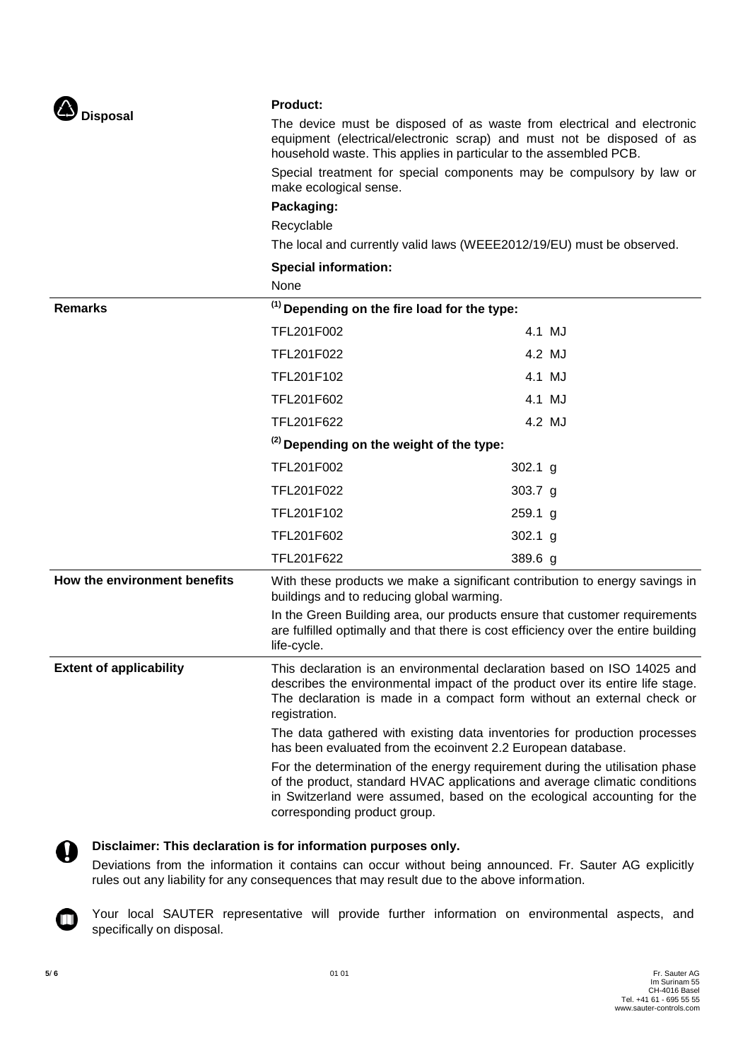## Disposal

**Product:**

The device must be disposed of as waste from electrical and electronic equipment (electrical/electronic scrap) and must not be disposed of as household waste. This applies in particular to the assembled PCB.

Special treatment for special components may be compulsory by law or make ecological sense.

**Packaging:**

Recyclable

The local and currently valid laws (WEEE2012/19/EU) must be observed.

**Special information:**

None

## Remarks

**(1) Depending on the fire load for the type:**

| Type | Fire load |
| --- | --- |
| TFL201F002 | 4.1 MJ |
| TFL201F022 | 4.2 MJ |
| TFL201F102 | 4.1 MJ |
| TFL201F602 | 4.1 MJ |
| TFL201F622 | 4.2 MJ |

**(2) Depending on the weight of the type:**

| Type | Weight |
| --- | --- |
| TFL201F002 | 302.1 g |
| TFL201F022 | 303.7 g |
| TFL201F102 | 259.1 g |
| TFL201F602 | 302.1 g |
| TFL201F622 | 389.6 g |

## How the environment benefits

With these products we make a significant contribution to energy savings in buildings and to reducing global warming.

In the Green Building area, our products ensure that customer requirements are fulfilled optimally and that there is cost efficiency over the entire building life-cycle.

## Extent of applicability

This declaration is an environmental declaration based on ISO 14025 and describes the environmental impact of the product over its entire life stage. The declaration is made in a compact form without an external check or registration.

The data gathered with existing data inventories for production processes has been evaluated from the ecoinvent 2.2 European database.

For the determination of the energy requirement during the utilisation phase of the product, standard HVAC applications and average climatic conditions in Switzerland were assumed, based on the ecological accounting for the corresponding product group.

**Disclaimer: This declaration is for information purposes only.**

Deviations from the information it contains can occur without being announced. Fr. Sauter AG explicitly rules out any liability for any consequences that may result due to the above information.

Your local SAUTER representative will provide further information on environmental aspects, and specifically on disposal.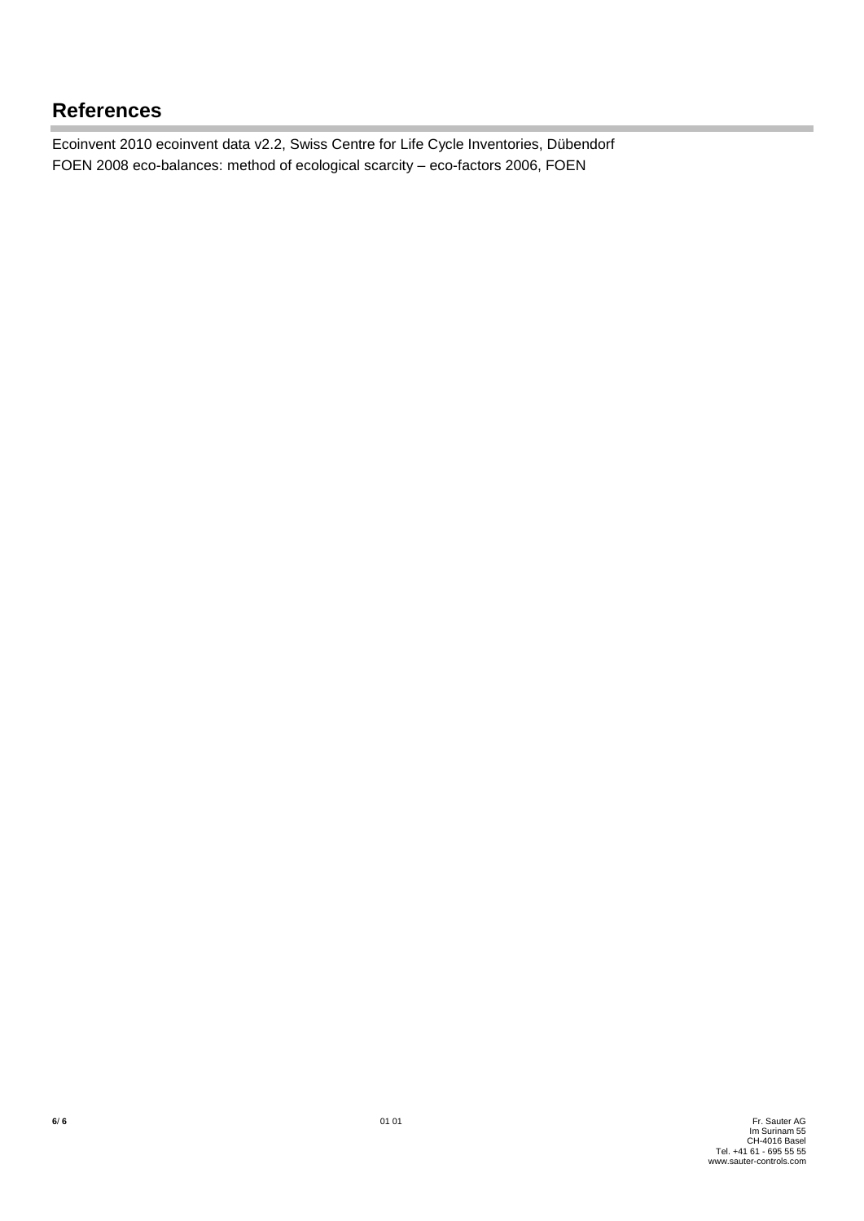# References

Ecoinvent 2010 ecoinvent data v2.2, Swiss Centre for Life Cycle Inventories, Dübendorf
FOEN 2008 eco-balances: method of ecological scarcity – eco-factors 2006, FOEN